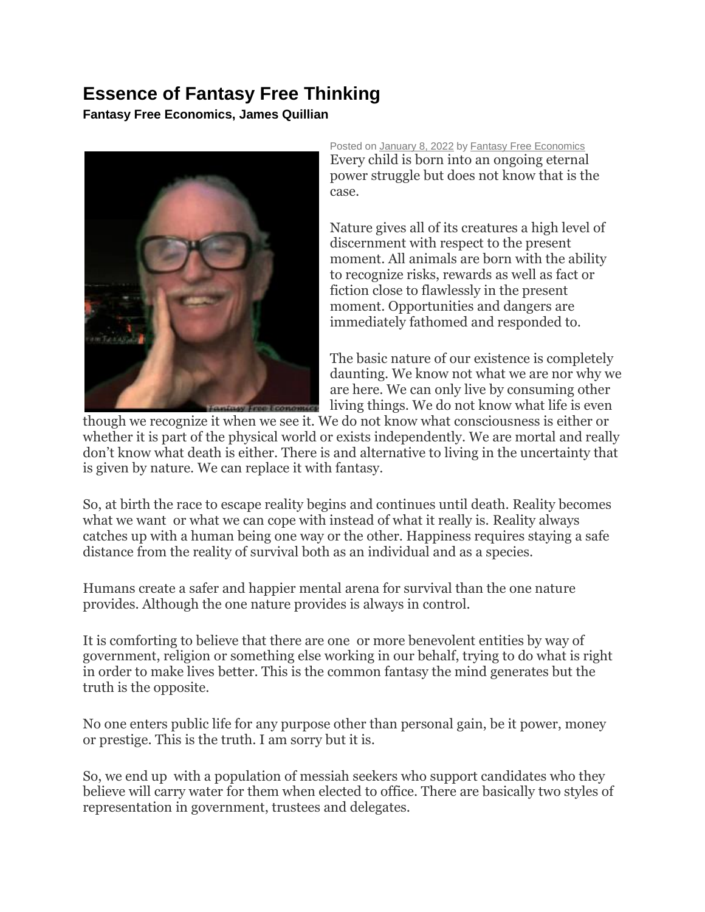# Essence of Fantasy Free Thinking

**Fantasy Free Economics, James Quillian**

Posted on January 8, 2022 by Fantasy Free Economics

Every child is born into an ongoing eternal power struggle but does not know that is the case.

Nature gives all of its creatures a high level of discernment with respect to the present moment. All animals are born with the ability to recognize risks, rewards as well as fact or fiction close to flawlessly in the present moment. Opportunities and dangers are immediately fathomed and responded to.

The basic nature of our existence is completely daunting. We know not what we are nor why we are here. We can only live by consuming other living things. We do not know what life is even though we recognize it when we see it. We do not know what consciousness is either or whether it is part of the physical world or exists independently. We are mortal and really don't know what death is either. There is and alternative to living in the uncertainty that is given by nature. We can replace it with fantasy.

So, at birth the race to escape reality begins and continues until death. Reality becomes what we want or what we can cope with instead of what it really is. Reality always catches up with a human being one way or the other. Happiness requires staying a safe distance from the reality of survival both as an individual and as a species.

Humans create a safer and happier mental arena for survival than the one nature provides. Although the one nature provides is always in control.

It is comforting to believe that there are one or more benevolent entities by way of government, religion or something else working in our behalf, trying to do what is right in order to make lives better. This is the common fantasy the mind generates but the truth is the opposite.

No one enters public life for any purpose other than personal gain, be it power, money or prestige. This is the truth. I am sorry but it is.

So, we end up with a population of messiah seekers who support candidates who they believe will carry water for them when elected to office. There are basically two styles of representation in government, trustees and delegates.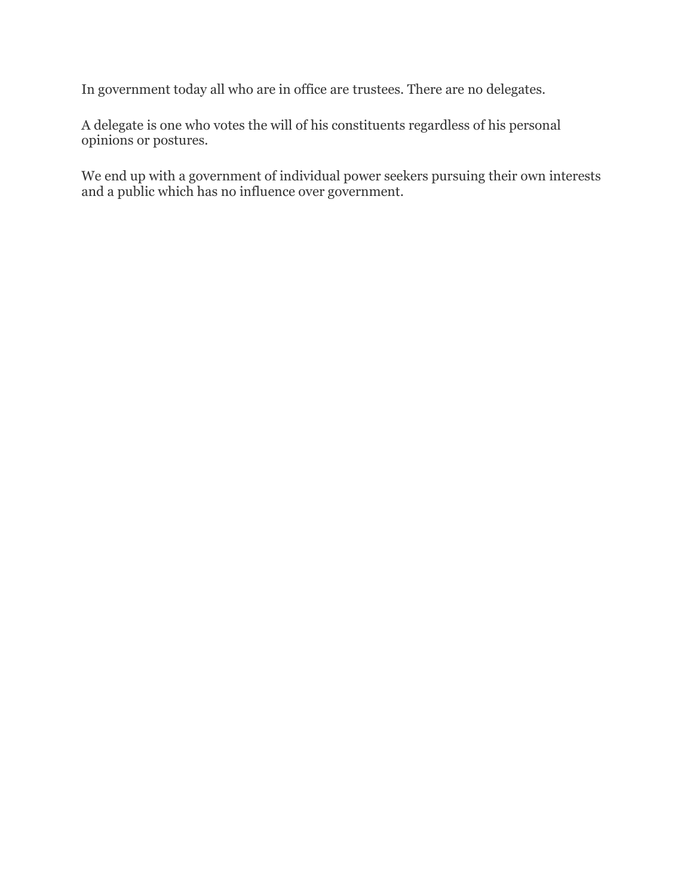In government today all who are in office are trustees. There are no delegates.

A delegate is one who votes the will of his constituents regardless of his personal opinions or postures.

We end up with a government of individual power seekers pursuing their own interests and a public which has no influence over government.